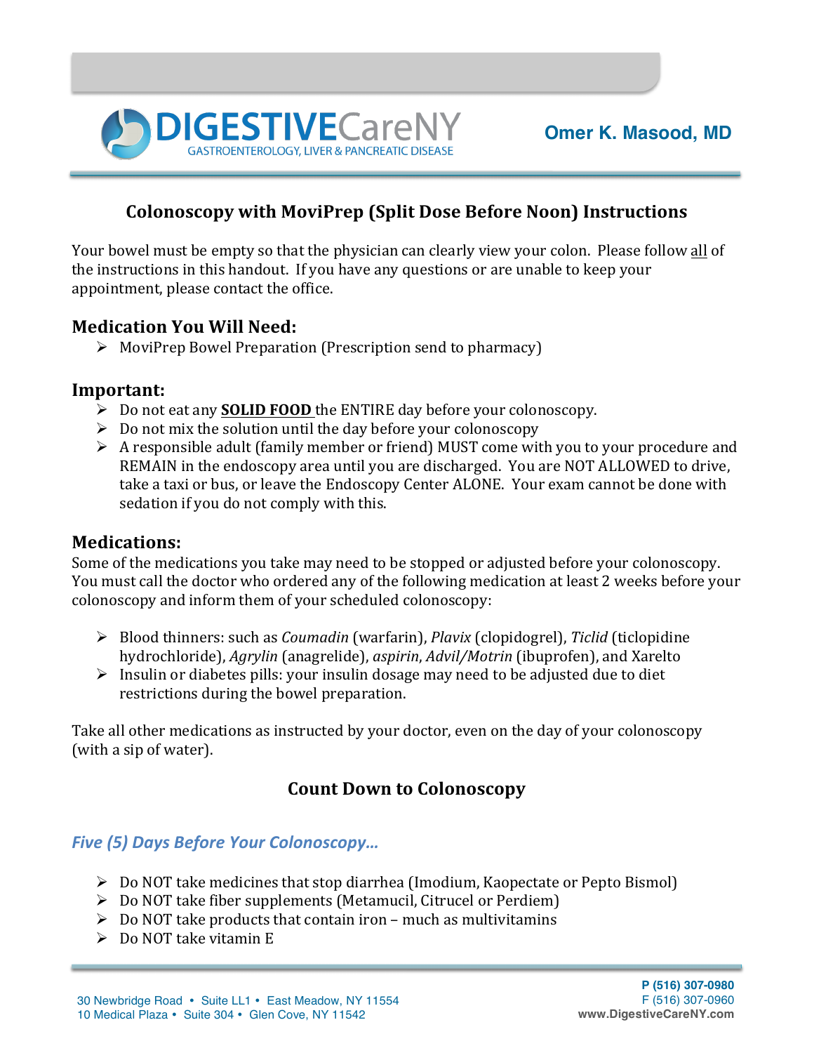**DIGESTIVECareNY**
GASTROENTEROLOGY, LIVER & PANCREATIC DISEASE

**Omer K. Masood, MD**

## Colonoscopy with MoviPrep (Split Dose Before Noon) Instructions

Your bowel must be empty so that the physician can clearly view your colon. Please follow all of the instructions in this handout. If you have any questions or are unable to keep your appointment, please contact the office.

### Medication You Will Need:

- MoviPrep Bowel Preparation (Prescription send to pharmacy)

### Important:

- Do not eat any **SOLID FOOD** the ENTIRE day before your colonoscopy.
- Do not mix the solution until the day before your colonoscopy
- A responsible adult (family member or friend) MUST come with you to your procedure and REMAIN in the endoscopy area until you are discharged. You are NOT ALLOWED to drive, take a taxi or bus, or leave the Endoscopy Center ALONE. Your exam cannot be done with sedation if you do not comply with this.

### Medications:

Some of the medications you take may need to be stopped or adjusted before your colonoscopy. You must call the doctor who ordered any of the following medication at least 2 weeks before your colonoscopy and inform them of your scheduled colonoscopy:

- Blood thinners: such as *Coumadin* (warfarin), *Plavix* (clopidogrel), *Ticlid* (ticlopidine hydrochloride), *Agrylin* (anagrelide), *aspirin*, *Advil/Motrin* (ibuprofen), and Xarelto
- Insulin or diabetes pills: your insulin dosage may need to be adjusted due to diet restrictions during the bowel preparation.

Take all other medications as instructed by your doctor, even on the day of your colonoscopy (with a sip of water).

## Count Down to Colonoscopy

### *Five (5) Days Before Your Colonoscopy…*

- Do NOT take medicines that stop diarrhea (Imodium, Kaopectate or Pepto Bismol)
- Do NOT take fiber supplements (Metamucil, Citrucel or Perdiem)
- Do NOT take products that contain iron – much as multivitamins
- Do NOT take vitamin E

30 Newbridge Road • Suite LL1 • East Meadow, NY 11554
10 Medical Plaza • Suite 304 • Glen Cove, NY 11542

**P (516) 307-0980**
F (516) 307-0960
www.DigestiveCareNY.com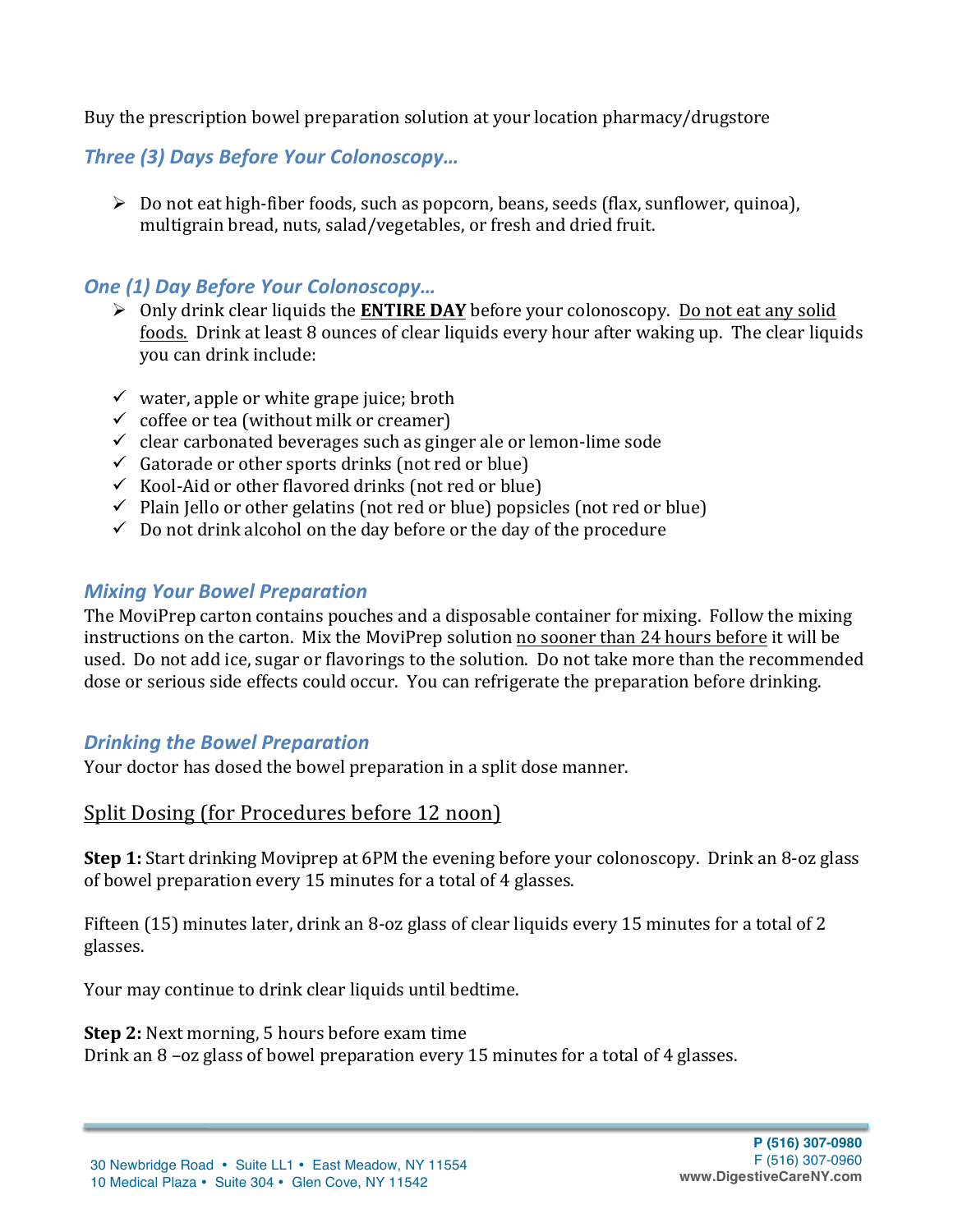Buy the prescription bowel preparation solution at your location pharmacy/drugstore

### *Three (3) Days Before Your Colonoscopy…*

- Do not eat high-fiber foods, such as popcorn, beans, seeds (flax, sunflower, quinoa), multigrain bread, nuts, salad/vegetables, or fresh and dried fruit.

### *One (1) Day Before Your Colonoscopy…*

- Only drink clear liquids the **ENTIRE DAY** before your colonoscopy. Do not eat any solid foods. Drink at least 8 ounces of clear liquids every hour after waking up. The clear liquids you can drink include:

- ✓ water, apple or white grape juice; broth
- ✓ coffee or tea (without milk or creamer)
- ✓ clear carbonated beverages such as ginger ale or lemon-lime sode
- ✓ Gatorade or other sports drinks (not red or blue)
- ✓ Kool-Aid or other flavored drinks (not red or blue)
- ✓ Plain Jello or other gelatins (not red or blue) popsicles (not red or blue)
- ✓ Do not drink alcohol on the day before or the day of the procedure

### *Mixing Your Bowel Preparation*

The MoviPrep carton contains pouches and a disposable container for mixing. Follow the mixing instructions on the carton. Mix the MoviPrep solution no sooner than 24 hours before it will be used. Do not add ice, sugar or flavorings to the solution. Do not take more than the recommended dose or serious side effects could occur. You can refrigerate the preparation before drinking.

### *Drinking the Bowel Preparation*

Your doctor has dosed the bowel preparation in a split dose manner.

## Split Dosing (for Procedures before 12 noon)

**Step 1:** Start drinking Moviprep at 6PM the evening before your colonoscopy. Drink an 8-oz glass of bowel preparation every 15 minutes for a total of 4 glasses.

Fifteen (15) minutes later, drink an 8-oz glass of clear liquids every 15 minutes for a total of 2 glasses.

Your may continue to drink clear liquids until bedtime.

**Step 2:** Next morning, 5 hours before exam time
Drink an 8 –oz glass of bowel preparation every 15 minutes for a total of 4 glasses.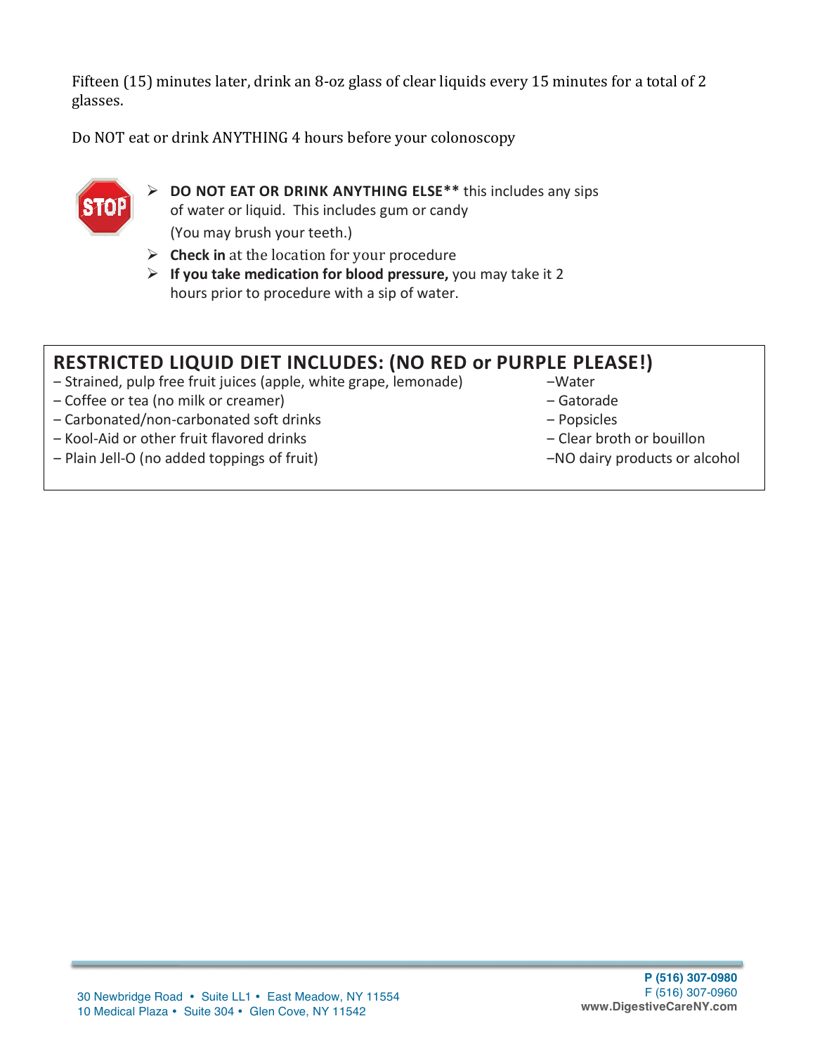Fifteen (15) minutes later, drink an 8-oz glass of clear liquids every 15 minutes for a total of 2 glasses.

Do NOT eat or drink ANYTHING 4 hours before your colonoscopy

- **DO NOT EAT OR DRINK ANYTHING ELSE**** this includes any sips of water or liquid. This includes gum or candy
  (You may brush your teeth.)
- **Check in** at the location for your procedure
- **If you take medication for blood pressure,** you may take it 2 hours prior to procedure with a sip of water.

## RESTRICTED LIQUID DIET INCLUDES: (NO RED or PURPLE PLEASE!)

– Strained, pulp free fruit juices (apple, white grape, lemonade)
– Coffee or tea (no milk or creamer)
– Carbonated/non-carbonated soft drinks
– Kool-Aid or other fruit flavored drinks
– Plain Jell-O (no added toppings of fruit)
–Water
– Gatorade
– Popsicles
– Clear broth or bouillon
–NO dairy products or alcohol

30 Newbridge Road • Suite LL1 • East Meadow, NY 11554
10 Medical Plaza • Suite 304 • Glen Cove, NY 11542

**P (516) 307-0980**
F (516) 307-0960
**www.DigestiveCareNY.com**